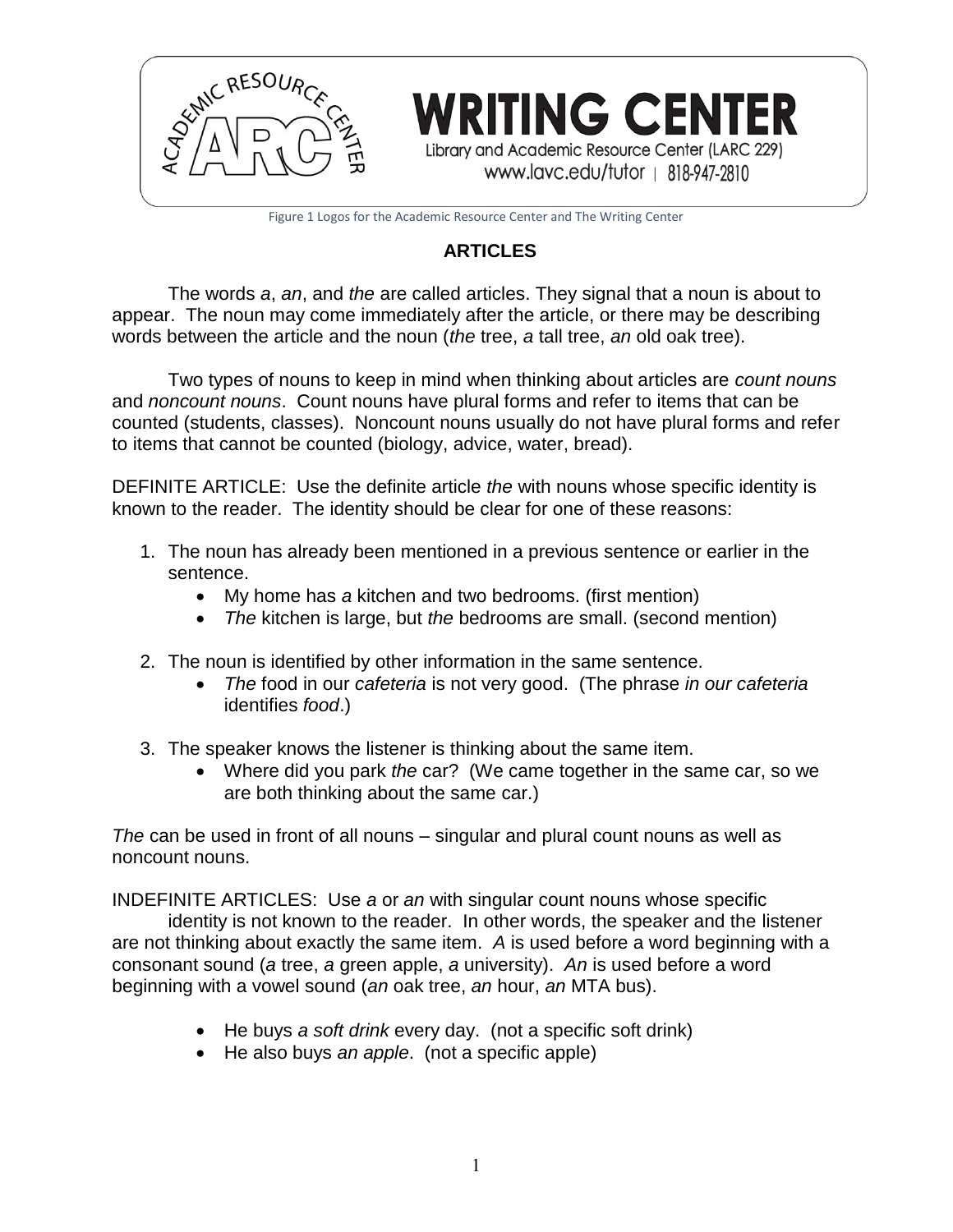WRITING CENTER

Library and Academic Resource Center (LARC 229)

www.lavc.edu/tutor | 818-947-2810

Figure 1 Logos for the Academic Resource Center and The Writing Center

## ARTICLES

The words *a*, *an*, and *the* are called articles. They signal that a noun is about to appear. The noun may come immediately after the article, or there may be describing words between the article and the noun (*the* tree, *a* tall tree, *an* old oak tree).

Two types of nouns to keep in mind when thinking about articles are *count nouns* and *noncount nouns*. Count nouns have plural forms and refer to items that can be counted (students, classes). Noncount nouns usually do not have plural forms and refer to items that cannot be counted (biology, advice, water, bread).

DEFINITE ARTICLE: Use the definite article *the* with nouns whose specific identity is known to the reader. The identity should be clear for one of these reasons:

1. The noun has already been mentioned in a previous sentence or earlier in the sentence.
   - My home has *a* kitchen and two bedrooms. (first mention)
   - *The* kitchen is large, but *the* bedrooms are small. (second mention)
2. The noun is identified by other information in the same sentence.
   - *The* food in our *cafeteria* is not very good. (The phrase *in our cafeteria* identifies *food*.)
3. The speaker knows the listener is thinking about the same item.
   - Where did you park *the* car? (We came together in the same car, so we are both thinking about the same car.)

*The* can be used in front of all nouns – singular and plural count nouns as well as noncount nouns.

INDEFINITE ARTICLES: Use *a* or *an* with singular count nouns whose specific identity is not known to the reader. In other words, the speaker and the listener are not thinking about exactly the same item. *A* is used before a word beginning with a consonant sound (*a* tree, *a* green apple, *a* university). *An* is used before a word beginning with a vowel sound (*an* oak tree, *an* hour, *an* MTA bus).

- He buys *a soft drink* every day. (not a specific soft drink)
- He also buys *an apple*. (not a specific apple)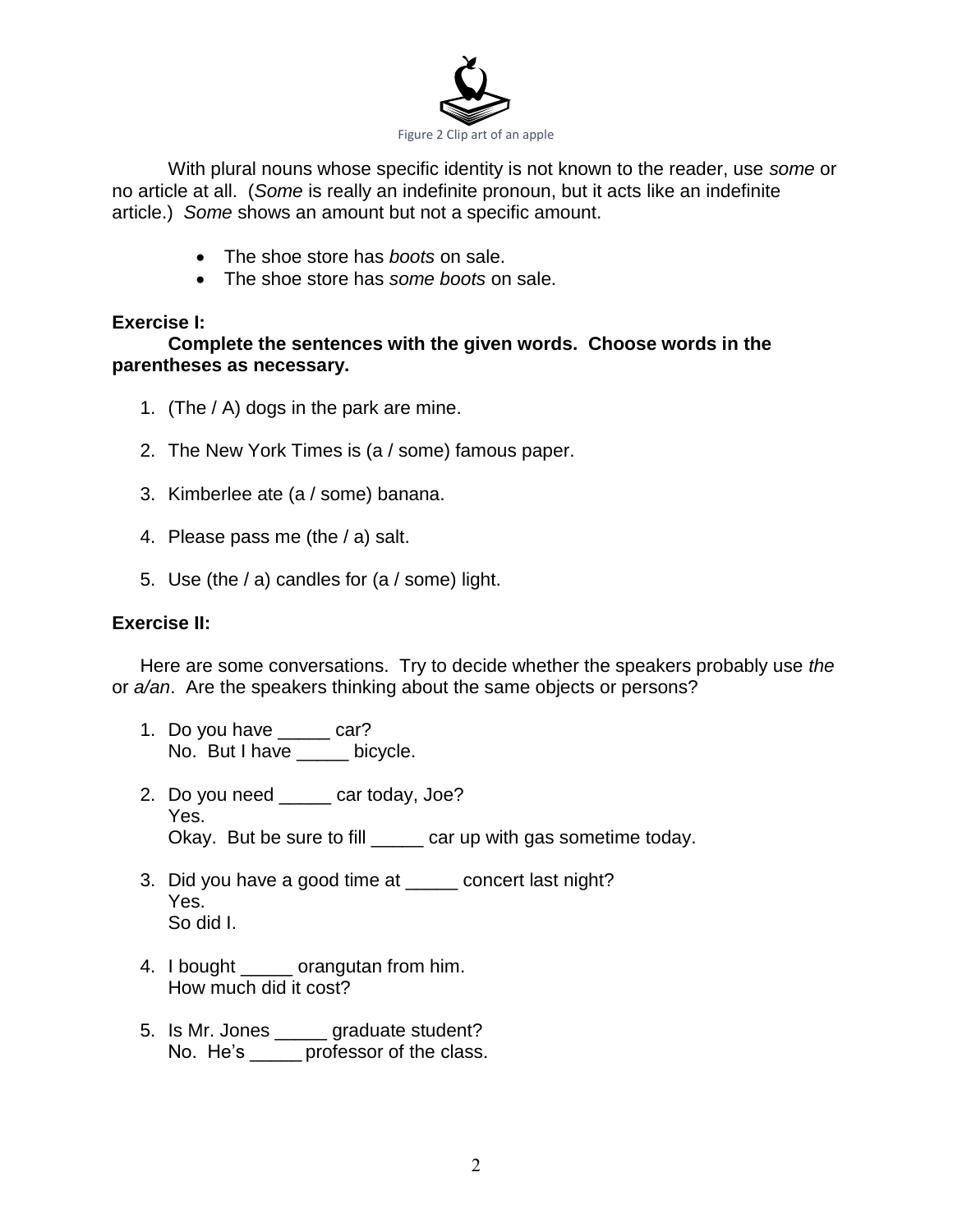Figure 2 Clip art of an apple

With plural nouns whose specific identity is not known to the reader, use *some* or no article at all. (*Some* is really an indefinite pronoun, but it acts like an indefinite article.) *Some* shows an amount but not a specific amount.

- The shoe store has *boots* on sale.
- The shoe store has *some boots* on sale.

**Exercise I:**

**Complete the sentences with the given words. Choose words in the parentheses as necessary.**

1. (The / A) dogs in the park are mine.
2. The New York Times is (a / some) famous paper.
3. Kimberlee ate (a / some) banana.
4. Please pass me (the / a) salt.
5. Use (the / a) candles for (a / some) light.

**Exercise II:**

Here are some conversations. Try to decide whether the speakers probably use *the* or *a/an*. Are the speakers thinking about the same objects or persons?

1. Do you have _____ car?
   No. But I have _____ bicycle.

2. Do you need _____ car today, Joe?
   Yes.
   Okay. But be sure to fill _____ car up with gas sometime today.

3. Did you have a good time at _____ concert last night?
   Yes.
   So did I.

4. I bought _____ orangutan from him.
   How much did it cost?

5. Is Mr. Jones _____ graduate student?
   No. He's _____ professor of the class.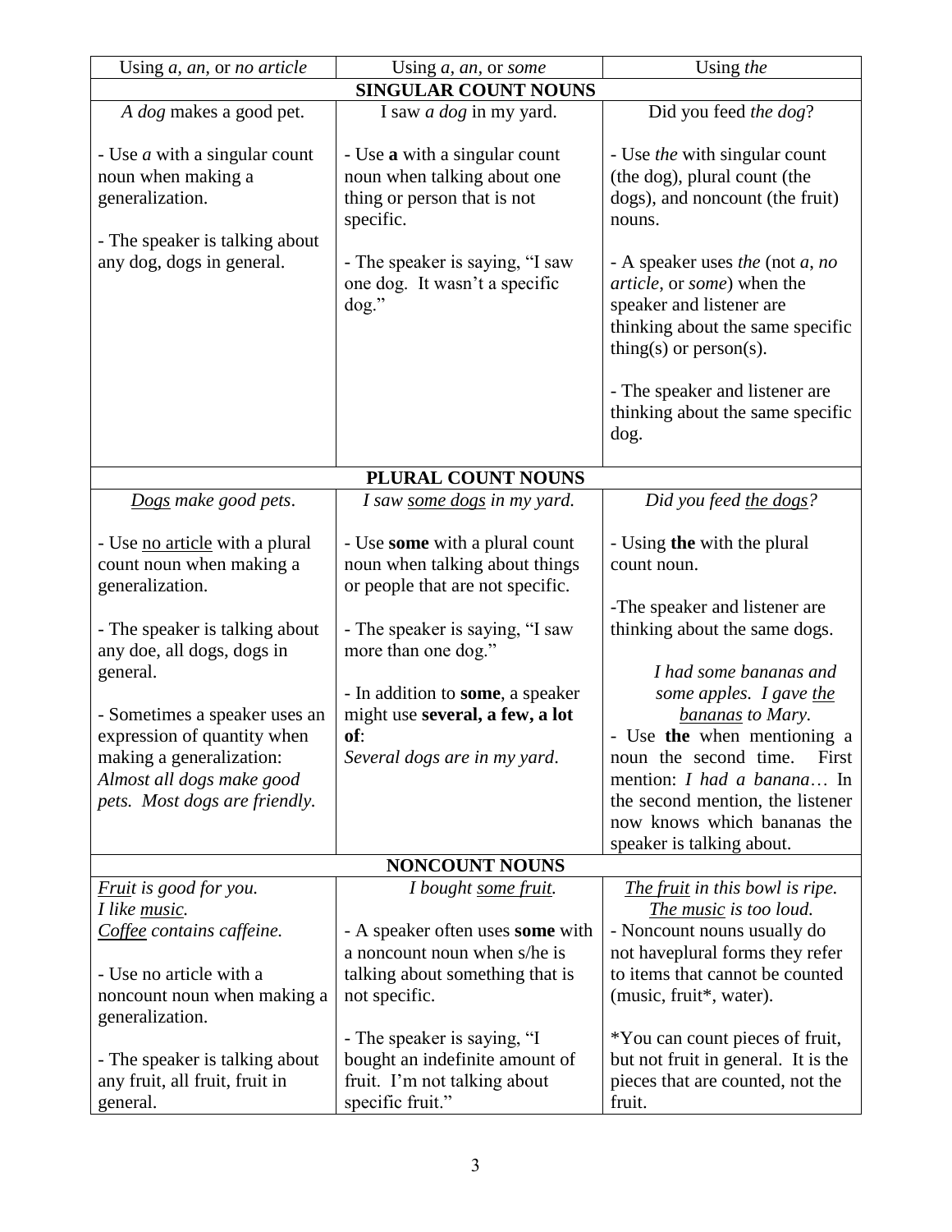| Using *a*, *an*, or *no article* | Using *a*, *an*, or *some* | Using *the* |
|---|---|---|
| **SINGULAR COUNT NOUNS** | | |
| *A dog* makes a good pet.<br><br>- Use *a* with a singular count noun when making a generalization.<br><br>- The speaker is talking about any dog, dogs in general. | I saw *a dog* in my yard.<br><br>- Use **a** with a singular count noun when talking about one thing or person that is not specific.<br><br>- The speaker is saying, "I saw one dog. It wasn't a specific dog." | Did you feed *the dog*?<br><br>- Use *the* with singular count (the dog), plural count (the dogs), and noncount (the fruit) nouns.<br><br>- A speaker uses *the* (not *a*, *no article*, or *some*) when the speaker and listener are thinking about the same specific thing(s) or person(s).<br><br>- The speaker and listener are thinking about the same specific dog. |
| **PLURAL COUNT NOUNS** | | |
| *Dogs make good pets*.<br><br>- Use no article with a plural count noun when making a generalization.<br><br>- The speaker is talking about any doe, all dogs, dogs in general.<br><br>- Sometimes a speaker uses an expression of quantity when making a generalization: *Almost all dogs make good pets. Most dogs are friendly.* | *I saw some dogs in my yard.*<br><br>- Use **some** with a plural count noun when talking about things or people that are not specific.<br><br>- The speaker is saying, "I saw more than one dog."<br><br>- In addition to **some**, a speaker might use **several, a few, a lot of**: *Several dogs are in my yard*. | *Did you feed the dogs?*<br><br>- Using **the** with the plural count noun.<br><br>-The speaker and listener are thinking about the same dogs.<br><br>*I had some bananas and some apples. I gave the bananas to Mary.*<br>- Use **the** when mentioning a noun the second time. First mention: *I had a banana*… In the second mention, the listener now knows which bananas the speaker is talking about. |
| **NONCOUNT NOUNS** | | |
| *Fruit is good for you.*<br>*I like music.*<br>*Coffee contains caffeine.*<br><br>- Use no article with a noncount noun when making a generalization.<br><br>- The speaker is talking about any fruit, all fruit, fruit in general. | *I bought some fruit.*<br><br>- A speaker often uses **some** with a noncount noun when s/he is talking about something that is not specific.<br><br>- The speaker is saying, "I bought an indefinite amount of fruit. I'm not talking about specific fruit." | *The fruit in this bowl is ripe.*<br>*The music is too loud.*<br>- Noncount nouns usually do not haveplural forms they refer to items that cannot be counted (music, fruit*, water).<br><br>*You can count pieces of fruit, but not fruit in general. It is the pieces that are counted, not the fruit. |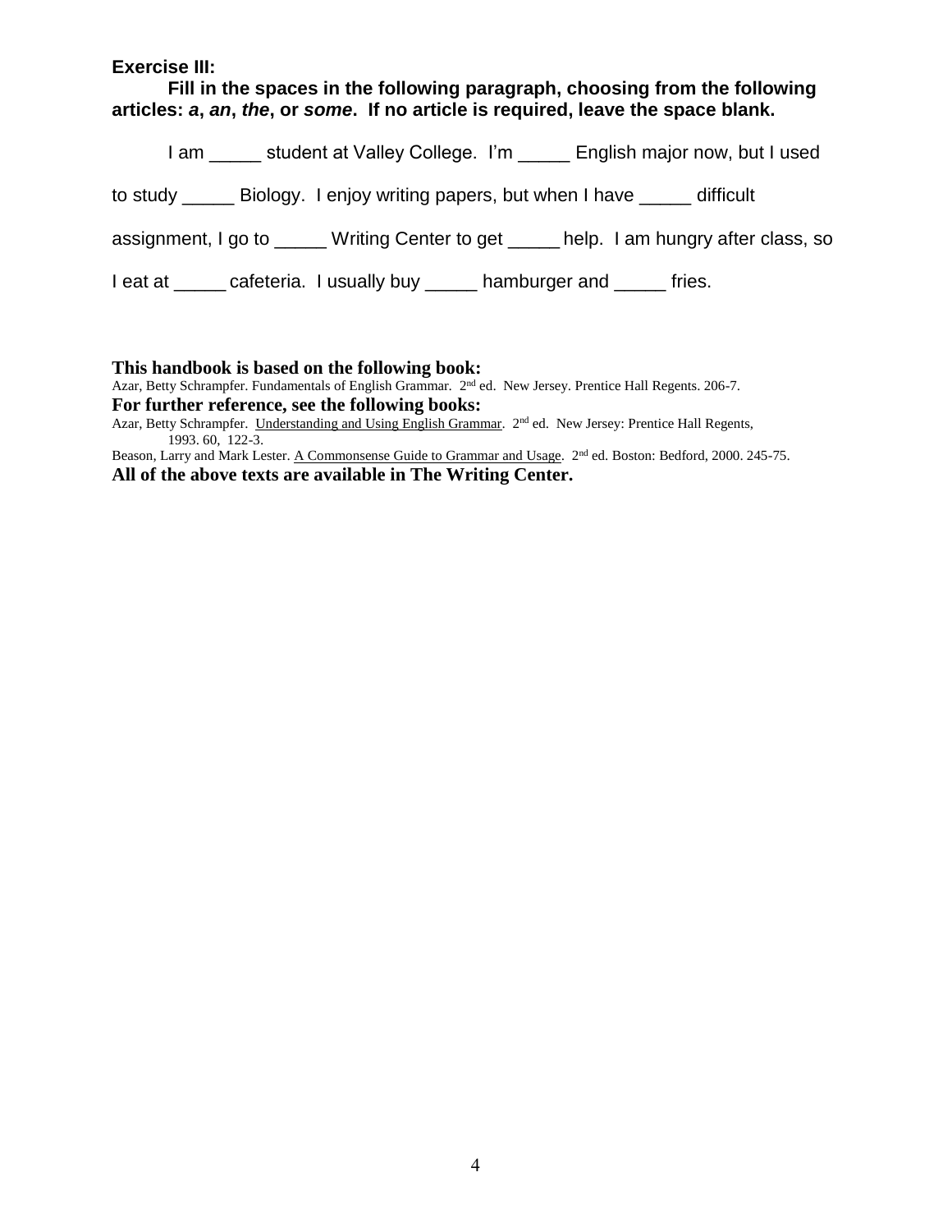**Exercise III:**

**Fill in the spaces in the following paragraph, choosing from the following articles: *a*, *an*, *the*, or *some*. If no article is required, leave the space blank.**

I am _____ student at Valley College. I'm _____ English major now, but I used to study _____ Biology. I enjoy writing papers, but when I have _____ difficult assignment, I go to _____ Writing Center to get _____ help. I am hungry after class, so I eat at _____ cafeteria. I usually buy _____ hamburger and _____ fries.

**This handbook is based on the following book:**

Azar, Betty Schrampfer. Fundamentals of English Grammar. 2nd ed. New Jersey. Prentice Hall Regents. 206-7.

**For further reference, see the following books:**

Azar, Betty Schrampfer. Understanding and Using English Grammar. 2nd ed. New Jersey: Prentice Hall Regents, 1993. 60, 122-3.

Beason, Larry and Mark Lester. A Commonsense Guide to Grammar and Usage. 2nd ed. Boston: Bedford, 2000. 245-75.

**All of the above texts are available in The Writing Center.**